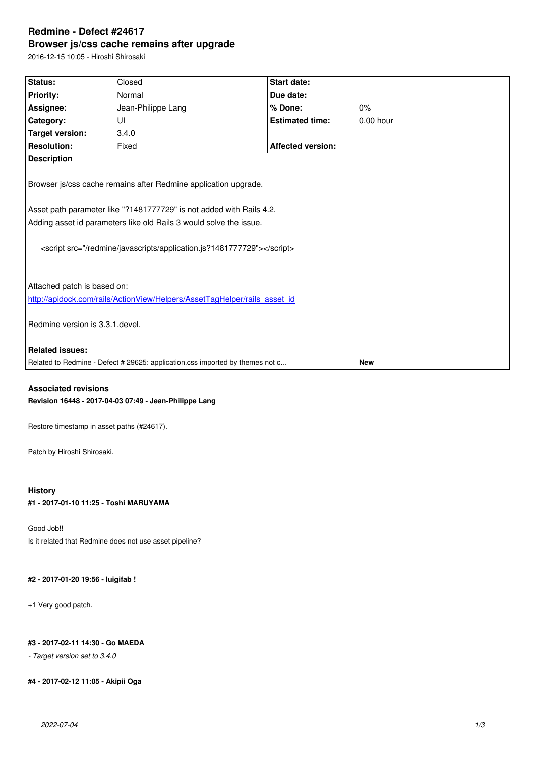# Redmine - Defect #24617

## Browser js/css cache remains after upgrade

2016-12-15 10:05 - Hiroshi Shirosaki

| Status: | Closed | Start date: | |
|---|---|---|---|
| Priority: | Normal | Due date: | |
| Assignee: | Jean-Philippe Lang | % Done: | 0% |
| Category: | UI | Estimated time: | 0.00 hour |
| Target version: | 3.4.0 | | |
| Resolution: | Fixed | Affected version: | |

**Description**

Browser js/css cache remains after Redmine application upgrade.

Asset path parameter like "?1481777729" is not added with Rails 4.2.
Adding asset id parameters like old Rails 3 would solve the issue.

```
<script src="/redmine/javascripts/application.js?1481777729"></script>
```

Attached patch is based on:
[http://apidock.com/rails/ActionView/Helpers/AssetTagHelper/rails_asset_id](http://apidock.com/rails/ActionView/Helpers/AssetTagHelper/rails_asset_id)

Redmine version is 3.3.1.devel.

**Related issues:**

| | |
|---|---|
| Related to Redmine - Defect # 29625: application.css imported by themes not c... | New |

### Associated revisions

**Revision 16448 - 2017-04-03 07:49 - Jean-Philippe Lang**

Restore timestamp in asset paths (#24617).

Patch by Hiroshi Shirosaki.

### History

**#1 - 2017-01-10 11:25 - Toshi MARUYAMA**

Good Job!!
Is it related that Redmine does not use asset pipeline?

**#2 - 2017-01-20 19:56 - luigifab !**

+1 Very good patch.

**#3 - 2017-02-11 14:30 - Go MAEDA**

*- Target version set to 3.4.0*

**#4 - 2017-02-12 11:05 - Akipii Oga**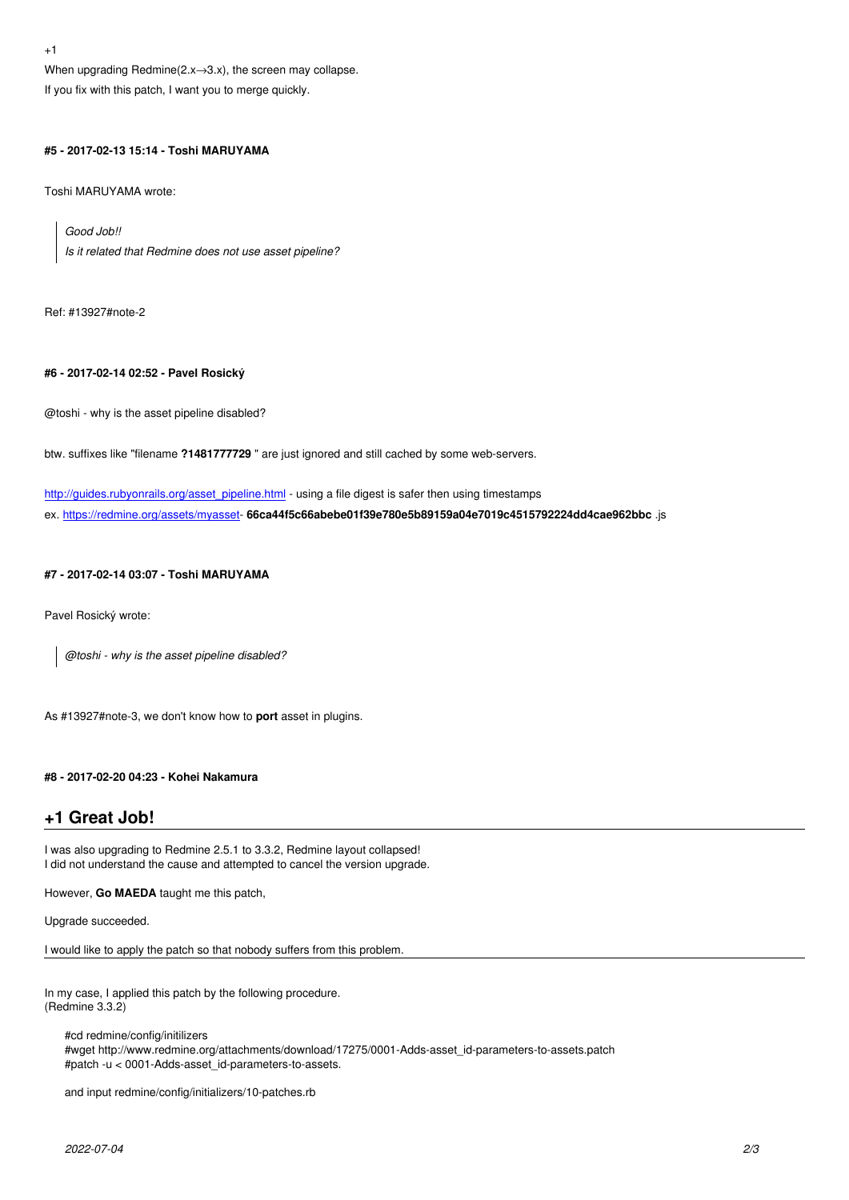+1
When upgrading Redmine(2.x→3.x), the screen may collapse.
If you fix with this patch, I want you to merge quickly.

#### #5 - 2017-02-13 15:14 - Toshi MARUYAMA

Toshi MARUYAMA wrote:

> *Good Job!!*
> *Is it related that Redmine does not use asset pipeline?*

Ref: #13927#note-2

#### #6 - 2017-02-14 02:52 - Pavel Rosický

@toshi - why is the asset pipeline disabled?

btw. suffixes like "filename **?1481777729** " are just ignored and still cached by some web-servers.

http://guides.rubyonrails.org/asset_pipeline.html - using a file digest is safer then using timestamps
ex. https://redmine.org/assets/myasset- **66ca44f5c66abebe01f39e780e5b89159a04e7019c4515792224dd4cae962bbc** .js

#### #7 - 2017-02-14 03:07 - Toshi MARUYAMA

Pavel Rosický wrote:

> *@toshi - why is the asset pipeline disabled?*

As #13927#note-3, we don't know how to **port** asset in plugins.

#### #8 - 2017-02-20 04:23 - Kohei Nakamura

## +1 Great Job!

I was also upgrading to Redmine 2.5.1 to 3.3.2, Redmine layout collapsed!
I did not understand the cause and attempted to cancel the version upgrade.

However, **Go MAEDA** taught me this patch,

Upgrade succeeded.

I would like to apply the patch so that nobody suffers from this problem.

---

In my case, I applied this patch by the following procedure.
(Redmine 3.3.2)

```
#cd redmine/config/initilizers
#wget http://www.redmine.org/attachments/download/17275/0001-Adds-asset_id-parameters-to-assets.patch
#patch -u < 0001-Adds-asset_id-parameters-to-assets.

and input redmine/config/initializers/10-patches.rb
```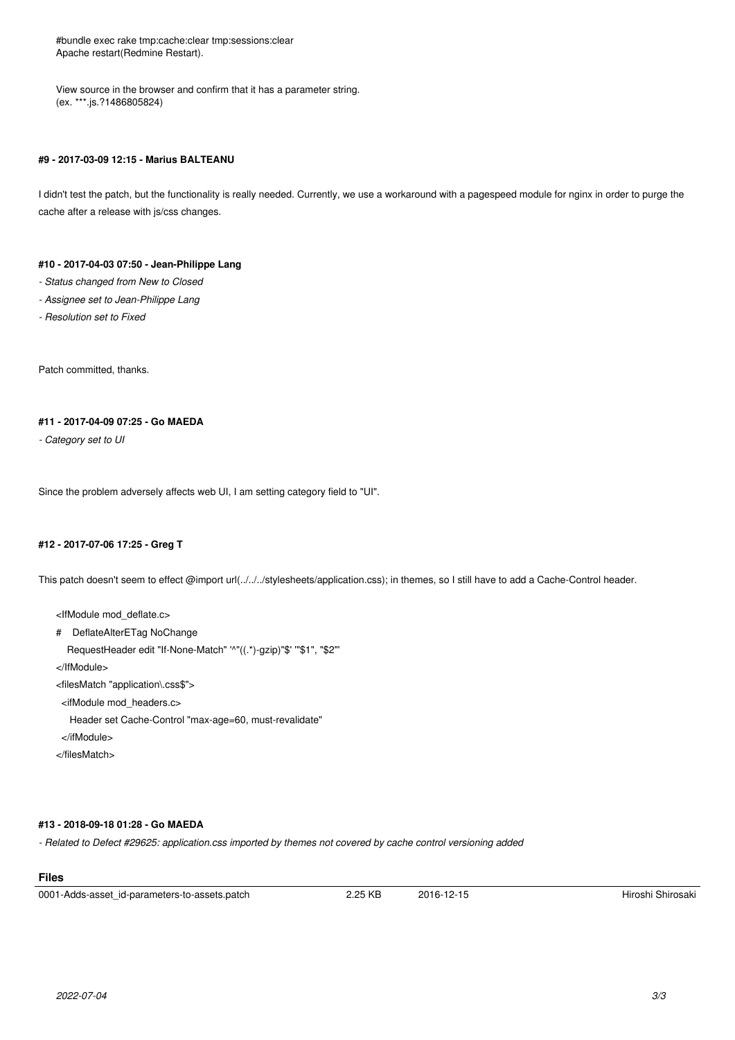```
#bundle exec rake tmp:cache:clear tmp:sessions:clear
Apache restart(Redmine Restart).
```

View source in the browser and confirm that it has a parameter string.
(ex. ***.js.?1486805824)

#### #9 - 2017-03-09 12:15 - Marius BALTEANU

I didn't test the patch, but the functionality is really needed. Currently, we use a workaround with a pagespeed module for nginx in order to purge the cache after a release with js/css changes.

#### #10 - 2017-04-03 07:50 - Jean-Philippe Lang

- *Status changed from New to Closed*
- *Assignee set to Jean-Philippe Lang*
- *Resolution set to Fixed*

Patch committed, thanks.

#### #11 - 2017-04-09 07:25 - Go MAEDA

- *Category set to UI*

Since the problem adversely affects web UI, I am setting category field to "UI".

#### #12 - 2017-07-06 17:25 - Greg T

This patch doesn't seem to effect @import url(../../../stylesheets/application.css); in themes, so I still have to add a Cache-Control header.

```
<IfModule mod_deflate.c>
#    DeflateAlterETag NoChange
     RequestHeader edit "If-None-Match" '^"((.*)-gzip)"$' '"$1", "$2"'
</IfModule>
<filesMatch "application\.css$">
  <ifModule mod_headers.c>
     Header set Cache-Control "max-age=60, must-revalidate"
  </ifModule>
</filesMatch>
```

#### #13 - 2018-09-18 01:28 - Go MAEDA

- *Related to Defect #29625: application.css imported by themes not covered by cache control versioning added*

### Files

| | | | |
|---|---|---|---|
| 0001-Adds-asset_id-parameters-to-assets.patch | 2.25 KB | 2016-12-15 | Hiroshi Shirosaki |